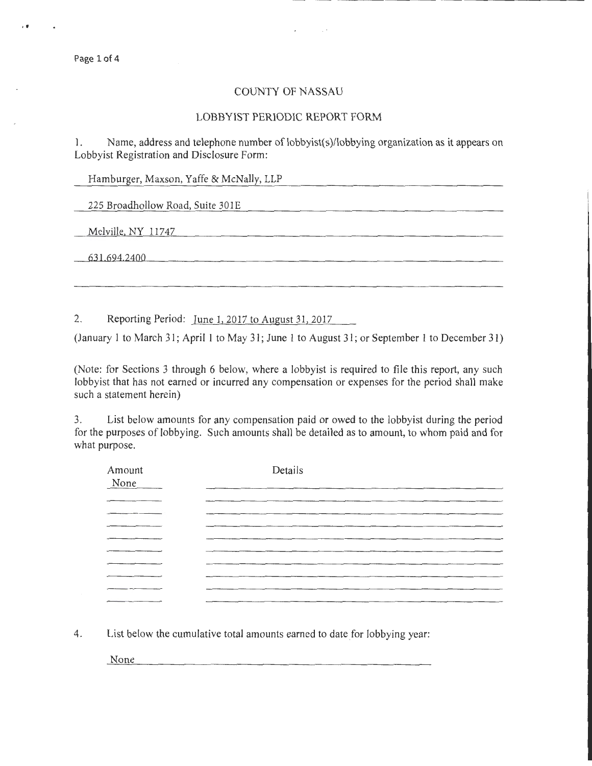# COUNTY OF NASSAU

## LOBBYIST PERIODIC REPORT FORM

1. Name, address and telephone number of lobbyist(s)/lobbying organization as it appears on Lobbyist Registration and Disclosure Form:

Hamburger, Maxson, Yaffe & McNally, LLP

225 Broadhollow Road, Suite 301E

Melville, NY 11747

631.694.2400

2. Reporting Period: June 1, 2017 to August 31, 2017

(January 1 to March 31; April 1 to May 31; June 1 to August 31; or September 1 to December 31)

(Note: for Sections 3 through 6 below, where a lobbyist is required to file this report, any such lobbyist that has not earned or incurred any compensation or expenses for the period shall make such a statement herein)

3. List below amounts for any compensation paid or owed to the lobbyist during the period for the purposes of lobbying. Such amounts shall be detailed as to amount, to whom paid and for what purpose.

| Amount | Details |
|---|---|
| None | |

4. List below the cumulative total amounts earned to date for lobbying year:

None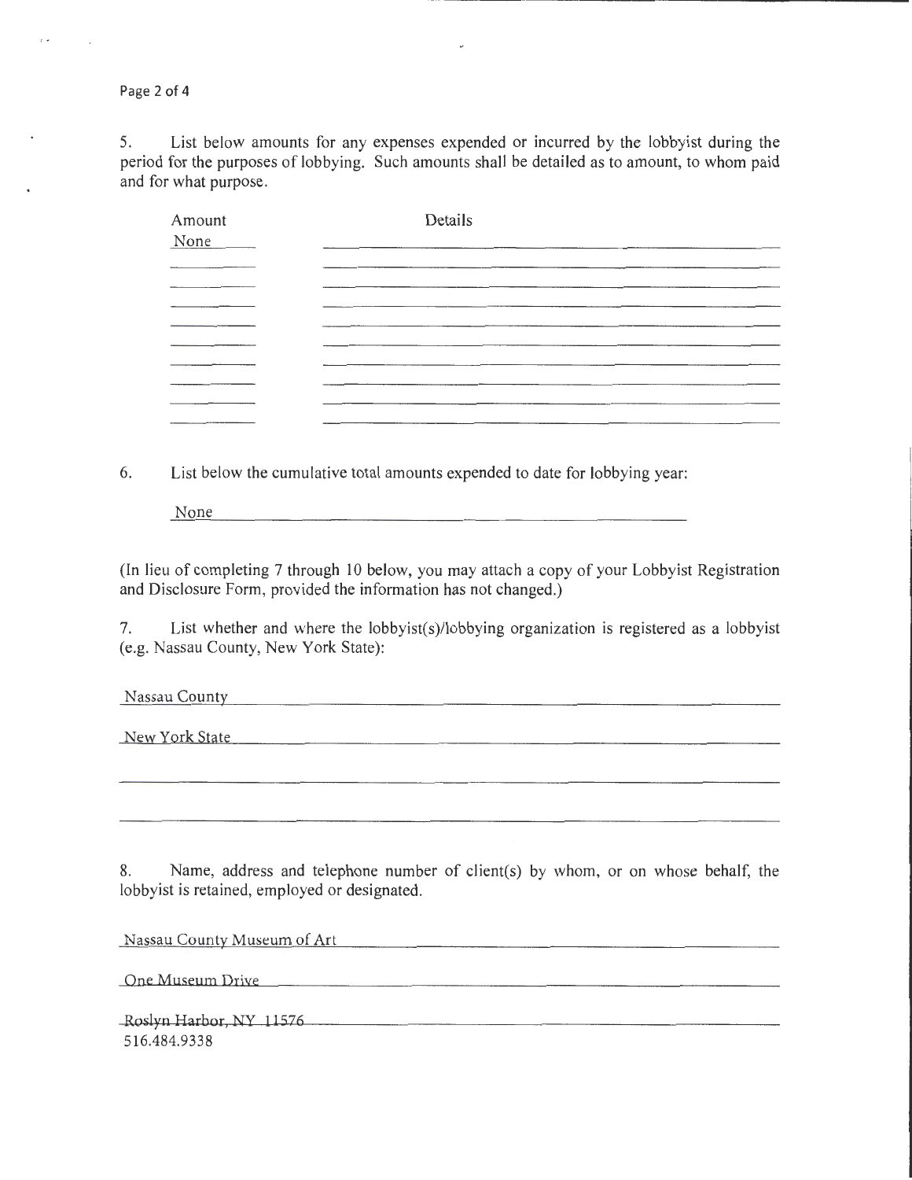5. List below amounts for any expenses expended or incurred by the lobbyist during the period for the purposes of lobbying. Such amounts shall be detailed as to amount, to whom paid and for what purpose.

| Amount | Details |
| --- | --- |
| None | |

6. List below the cumulative total amounts expended to date for lobbying year:

None

(In lieu of completing 7 through 10 below, you may attach a copy of your Lobbyist Registration and Disclosure Form, provided the information has not changed.)

7. List whether and where the lobbyist(s)/lobbying organization is registered as a lobbyist (e.g. Nassau County, New York State):

Nassau County

New York State

8. Name, address and telephone number of client(s) by whom, or on whose behalf, the lobbyist is retained, employed or designated.

Nassau County Museum of Art

One Museum Drive

Roslyn Harbor, NY 11576
516.484.9338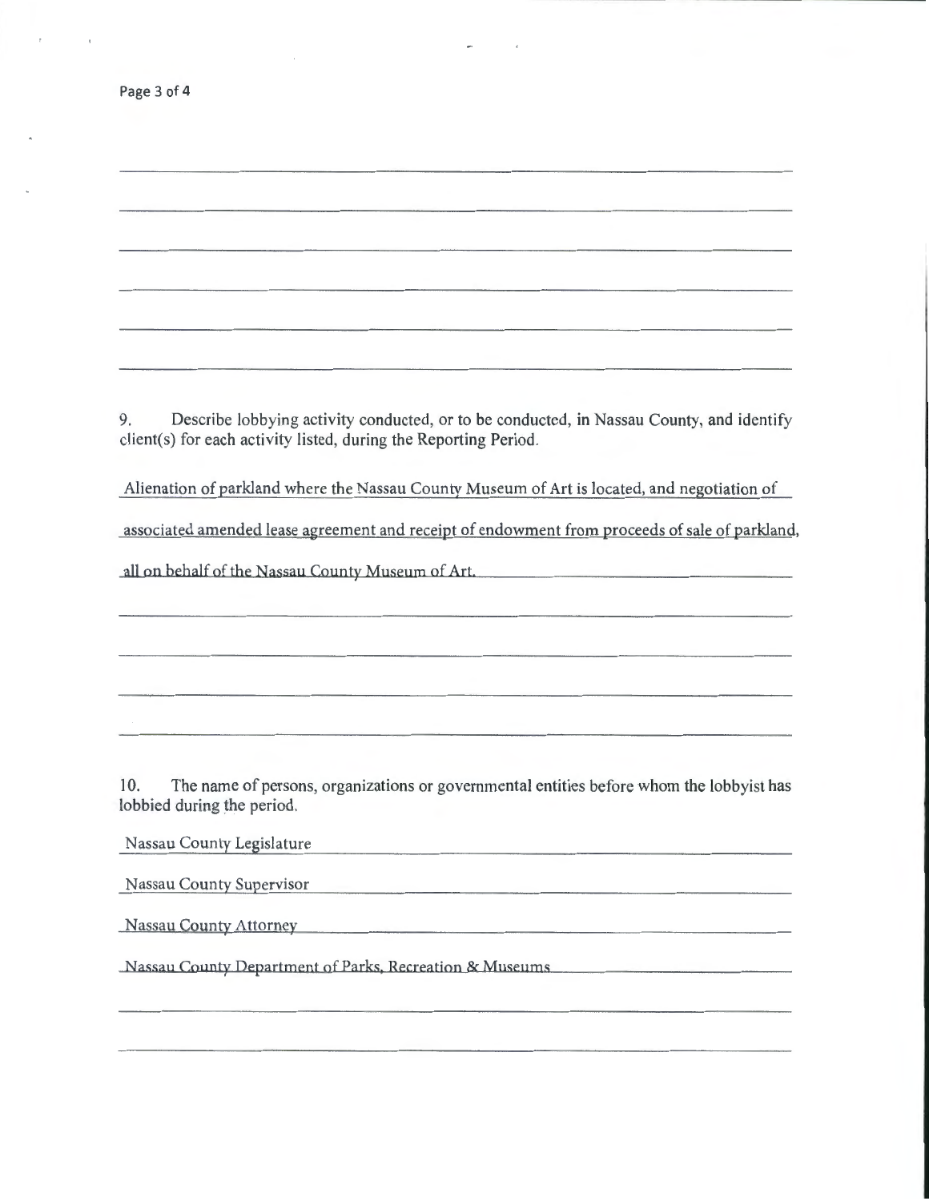9. Describe lobbying activity conducted, or to be conducted, in Nassau County, and identify client(s) for each activity listed, during the Reporting Period.

Alienation of parkland where the Nassau County Museum of Art is located, and negotiation of associated amended lease agreement and receipt of endowment from proceeds of sale of parkland, all on behalf of the Nassau County Museum of Art.

10. The name of persons, organizations or governmental entities before whom the lobbyist has lobbied during the period.

Nassau County Legislature

Nassau County Supervisor

Nassau County Attorney

Nassau County Department of Parks, Recreation & Museums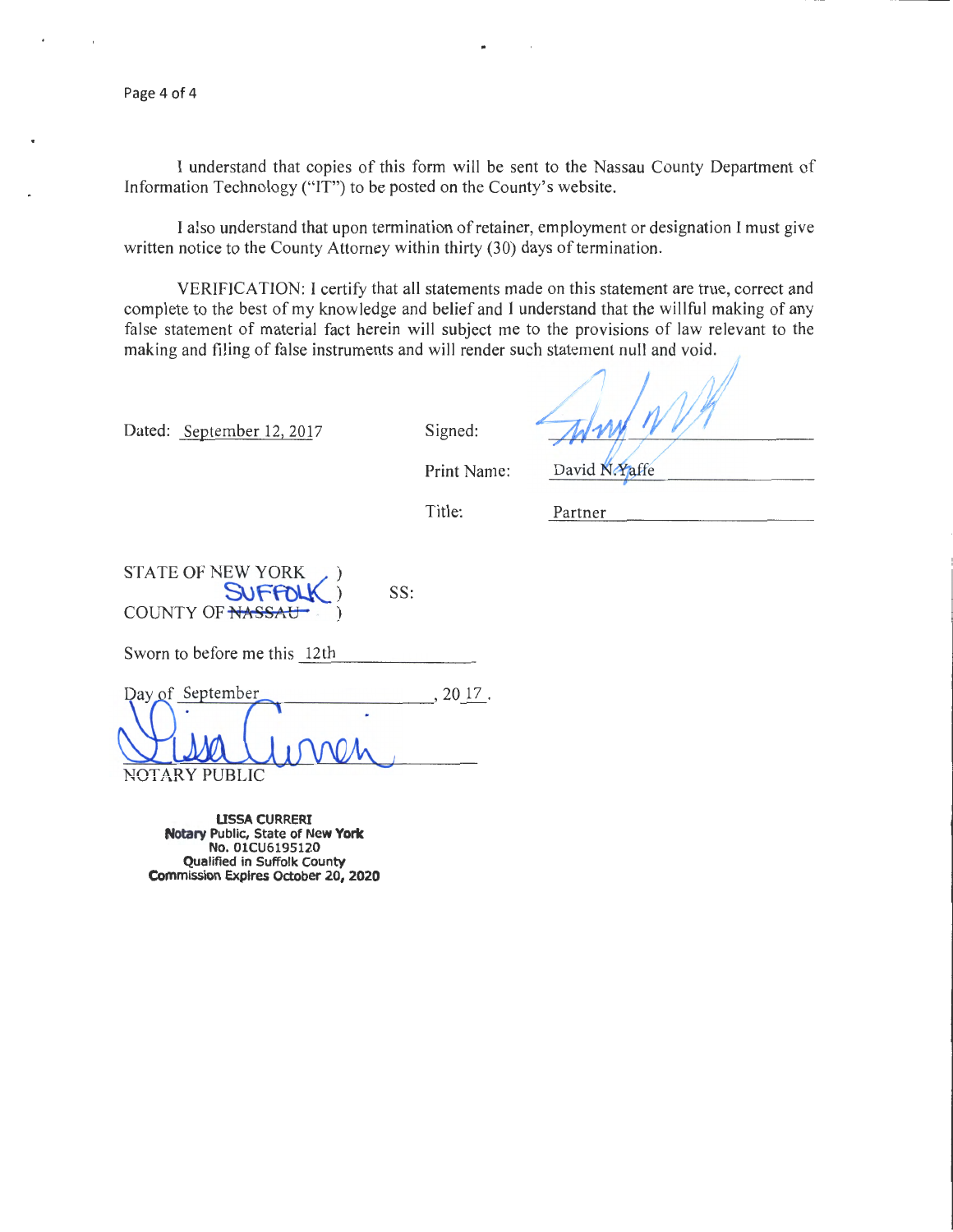I understand that copies of this form will be sent to the Nassau County Department of Information Technology ("IT") to be posted on the County's website.

I also understand that upon termination of retainer, employment or designation I must give written notice to the County Attorney within thirty (30) days of termination.

VERIFICATION: I certify that all statements made on this statement are true, correct and complete to the best of my knowledge and belief and I understand that the willful making of any false statement of material fact herein will subject me to the provisions of law relevant to the making and filing of false instruments and will render such statement null and void.

Dated: September 12, 2017

Signed: 

Print Name: David N. Yaffe

Title: Partner

STATE OF NEW YORK )
COUNTY OF ~~NASSAU~~ SUFFOLK ) SS:

Sworn to before me this 12th

Day of September, 2017.

NOTARY PUBLIC

**LISSA CURRERI**
**Notary Public, State of New York**
**No. 01CU6195120**
**Qualified in Suffolk County**
**Commission Expires October 20, 2020**